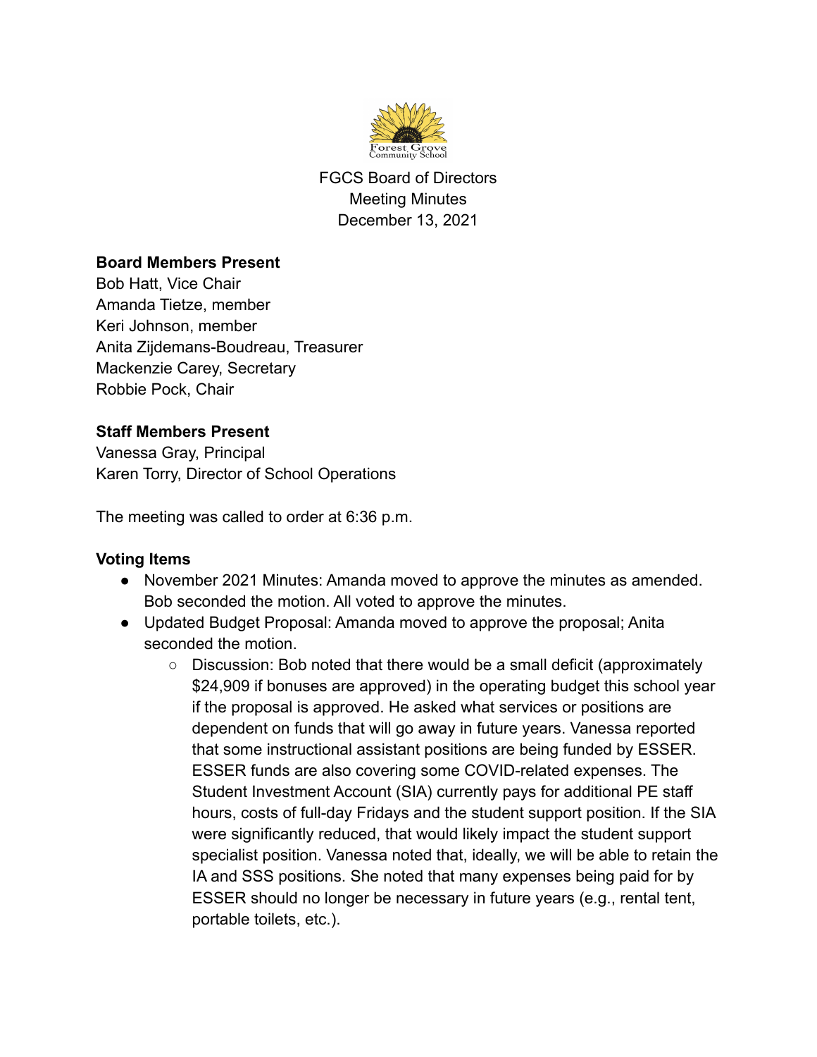FGCS Board of Directors
Meeting Minutes
December 13, 2021

**Board Members Present**
Bob Hatt, Vice Chair
Amanda Tietze, member
Keri Johnson, member
Anita Zijdemans-Boudreau, Treasurer
Mackenzie Carey, Secretary
Robbie Pock, Chair

**Staff Members Present**
Vanessa Gray, Principal
Karen Torry, Director of School Operations

The meeting was called to order at 6:36 p.m.

**Voting Items**

- November 2021 Minutes: Amanda moved to approve the minutes as amended. Bob seconded the motion. All voted to approve the minutes.
- Updated Budget Proposal: Amanda moved to approve the proposal; Anita seconded the motion.
    - Discussion: Bob noted that there would be a small deficit (approximately $24,909 if bonuses are approved) in the operating budget this school year if the proposal is approved. He asked what services or positions are dependent on funds that will go away in future years. Vanessa reported that some instructional assistant positions are being funded by ESSER. ESSER funds are also covering some COVID-related expenses. The Student Investment Account (SIA) currently pays for additional PE staff hours, costs of full-day Fridays and the student support position. If the SIA were significantly reduced, that would likely impact the student support specialist position. Vanessa noted that, ideally, we will be able to retain the IA and SSS positions. She noted that many expenses being paid for by ESSER should no longer be necessary in future years (e.g., rental tent, portable toilets, etc.).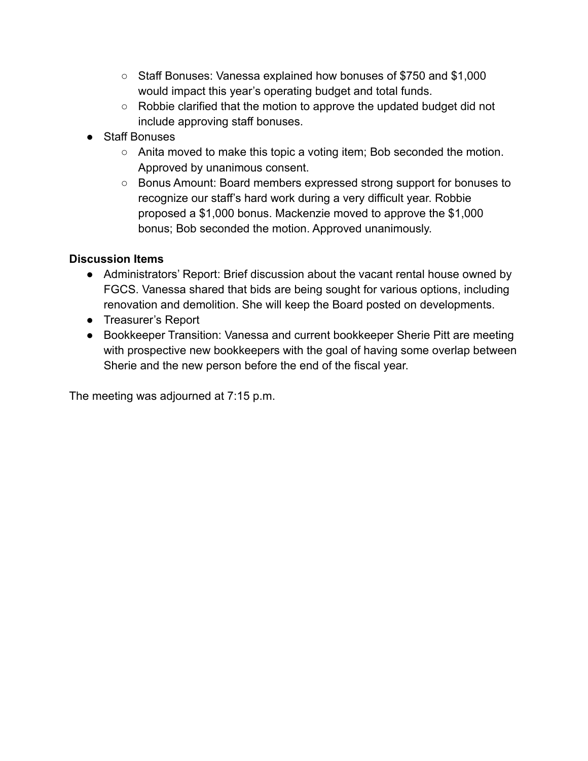- Staff Bonuses: Vanessa explained how bonuses of $750 and $1,000 would impact this year's operating budget and total funds.
    - Robbie clarified that the motion to approve the updated budget did not include approving staff bonuses.
- Staff Bonuses
    - Anita moved to make this topic a voting item; Bob seconded the motion. Approved by unanimous consent.
    - Bonus Amount: Board members expressed strong support for bonuses to recognize our staff's hard work during a very difficult year. Robbie proposed a $1,000 bonus. Mackenzie moved to approve the $1,000 bonus; Bob seconded the motion. Approved unanimously.

**Discussion Items**

- Administrators' Report: Brief discussion about the vacant rental house owned by FGCS. Vanessa shared that bids are being sought for various options, including renovation and demolition. She will keep the Board posted on developments.
- Treasurer's Report
- Bookkeeper Transition: Vanessa and current bookkeeper Sherie Pitt are meeting with prospective new bookkeepers with the goal of having some overlap between Sherie and the new person before the end of the fiscal year.

The meeting was adjourned at 7:15 p.m.